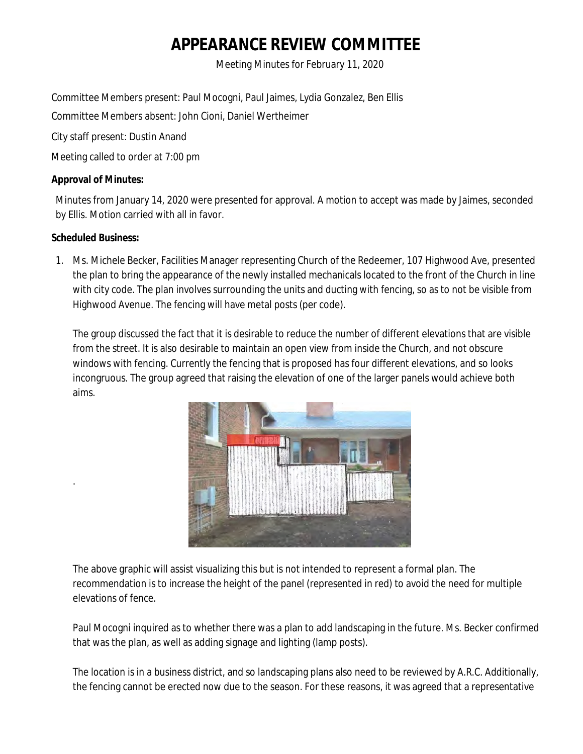# APPEARANCE REVIEW COMMITTEE

Meeting Minutes for February 11, 2020

Committee Members present: Paul Mocogni, Paul Jaimes, Lydia Gonzalez, Ben Ellis

Committee Members absent: John Cioni, Daniel Wertheimer

City staff present: Dustin Anand

Meeting called to order at 7:00 pm

**Approval of Minutes:**

Minutes from January 14, 2020 were presented for approval. A motion to accept was made by Jaimes, seconded by Ellis. Motion carried with all in favor.

**Scheduled Business:**

1. Ms. Michele Becker, Facilities Manager representing Church of the Redeemer, 107 Highwood Ave, presented the plan to bring the appearance of the newly installed mechanicals located to the front of the Church in line with city code. The plan involves surrounding the units and ducting with fencing, so as to not be visible from Highwood Avenue. The fencing will have metal posts (per code).

   The group discussed the fact that it is desirable to reduce the number of different elevations that are visible from the street. It is also desirable to maintain an open view from inside the Church, and not obscure windows with fencing. Currently the fencing that is proposed has four different elevations, and so looks incongruous. The group agreed that raising the elevation of one of the larger panels would achieve both aims.

   The above graphic will assist visualizing this but is not intended to represent a formal plan. The recommendation is to increase the height of the panel (represented in red) to avoid the need for multiple elevations of fence.

   Paul Mocogni inquired as to whether there was a plan to add landscaping in the future. Ms. Becker confirmed that was the plan, as well as adding signage and lighting (lamp posts).

   The location is in a business district, and so landscaping plans also need to be reviewed by A.R.C. Additionally, the fencing cannot be erected now due to the season. For these reasons, it was agreed that a representative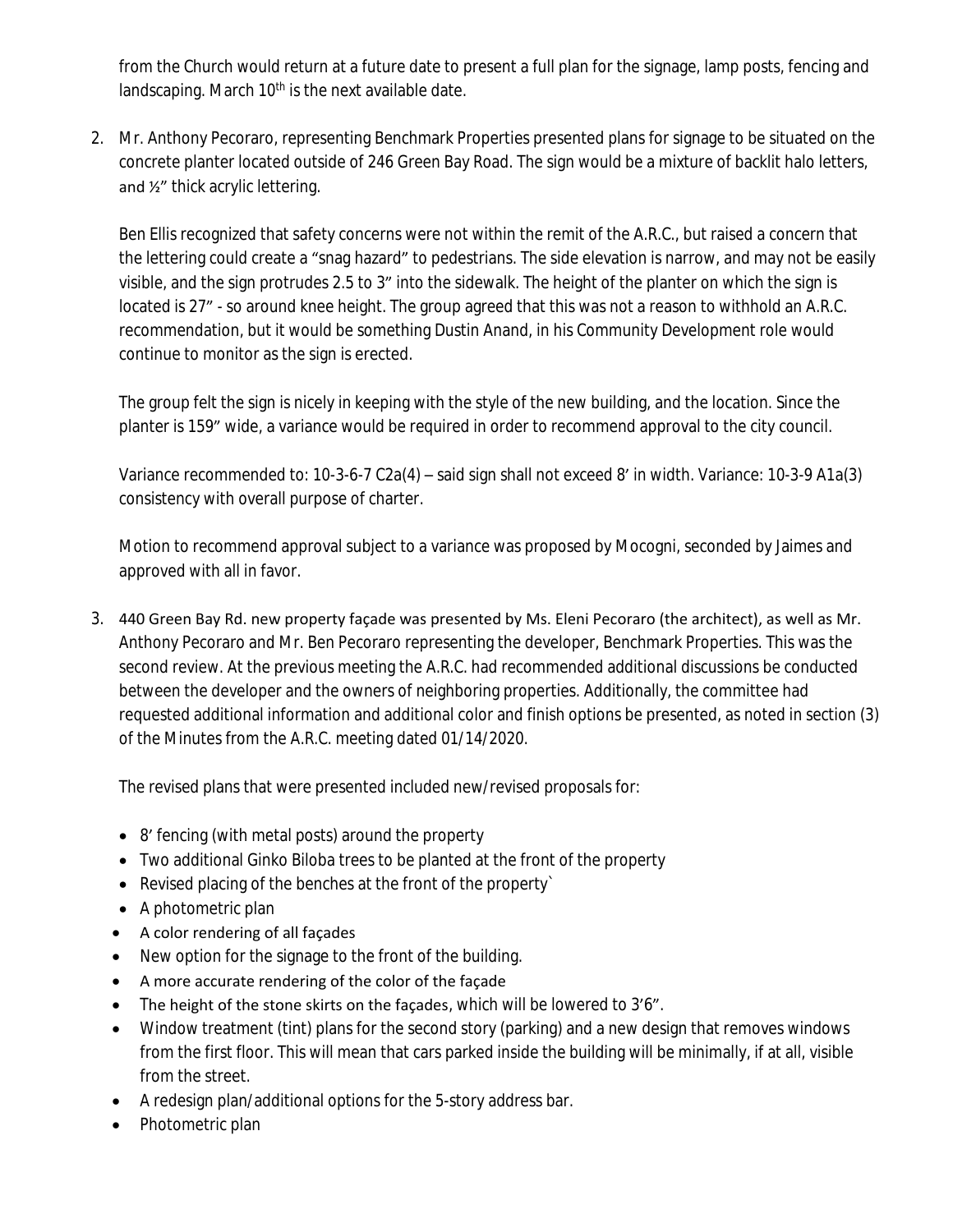from the Church would return at a future date to present a full plan for the signage, lamp posts, fencing and landscaping. March 10th is the next available date.

2. Mr. Anthony Pecoraro, representing Benchmark Properties presented plans for signage to be situated on the concrete planter located outside of 246 Green Bay Road. The sign would be a mixture of backlit halo letters, and ½" thick acrylic lettering.

   Ben Ellis recognized that safety concerns were not within the remit of the A.R.C., but raised a concern that the lettering could create a "snag hazard" to pedestrians. The side elevation is narrow, and may not be easily visible, and the sign protrudes 2.5 to 3" into the sidewalk. The height of the planter on which the sign is located is 27" - so around knee height. The group agreed that this was not a reason to withhold an A.R.C. recommendation, but it would be something Dustin Anand, in his Community Development role would continue to monitor as the sign is erected.

   The group felt the sign is nicely in keeping with the style of the new building, and the location. Since the planter is 159" wide, a variance would be required in order to recommend approval to the city council.

   Variance recommended to: 10-3-6-7 C2a(4) – said sign shall not exceed 8' in width. Variance: 10-3-9 A1a(3) consistency with overall purpose of charter.

   Motion to recommend approval subject to a variance was proposed by Mocogni, seconded by Jaimes and approved with all in favor.

3. 440 Green Bay Rd. new property façade was presented by Ms. Eleni Pecoraro (the architect), as well as Mr. Anthony Pecoraro and Mr. Ben Pecoraro representing the developer, Benchmark Properties. This was the second review. At the previous meeting the A.R.C. had recommended additional discussions be conducted between the developer and the owners of neighboring properties. Additionally, the committee had requested additional information and additional color and finish options be presented, as noted in section (3) of the Minutes from the A.R.C. meeting dated 01/14/2020.

   The revised plans that were presented included new/revised proposals for:

   - 8' fencing (with metal posts) around the property
   - Two additional Ginko Biloba trees to be planted at the front of the property
   - Revised placing of the benches at the front of the property`
   - A photometric plan
   - A color rendering of all façades
   - New option for the signage to the front of the building.
   - A more accurate rendering of the color of the façade
   - The height of the stone skirts on the façades, which will be lowered to 3'6".
   - Window treatment (tint) plans for the second story (parking) and a new design that removes windows from the first floor. This will mean that cars parked inside the building will be minimally, if at all, visible from the street.
   - A redesign plan/additional options for the 5-story address bar.
   - Photometric plan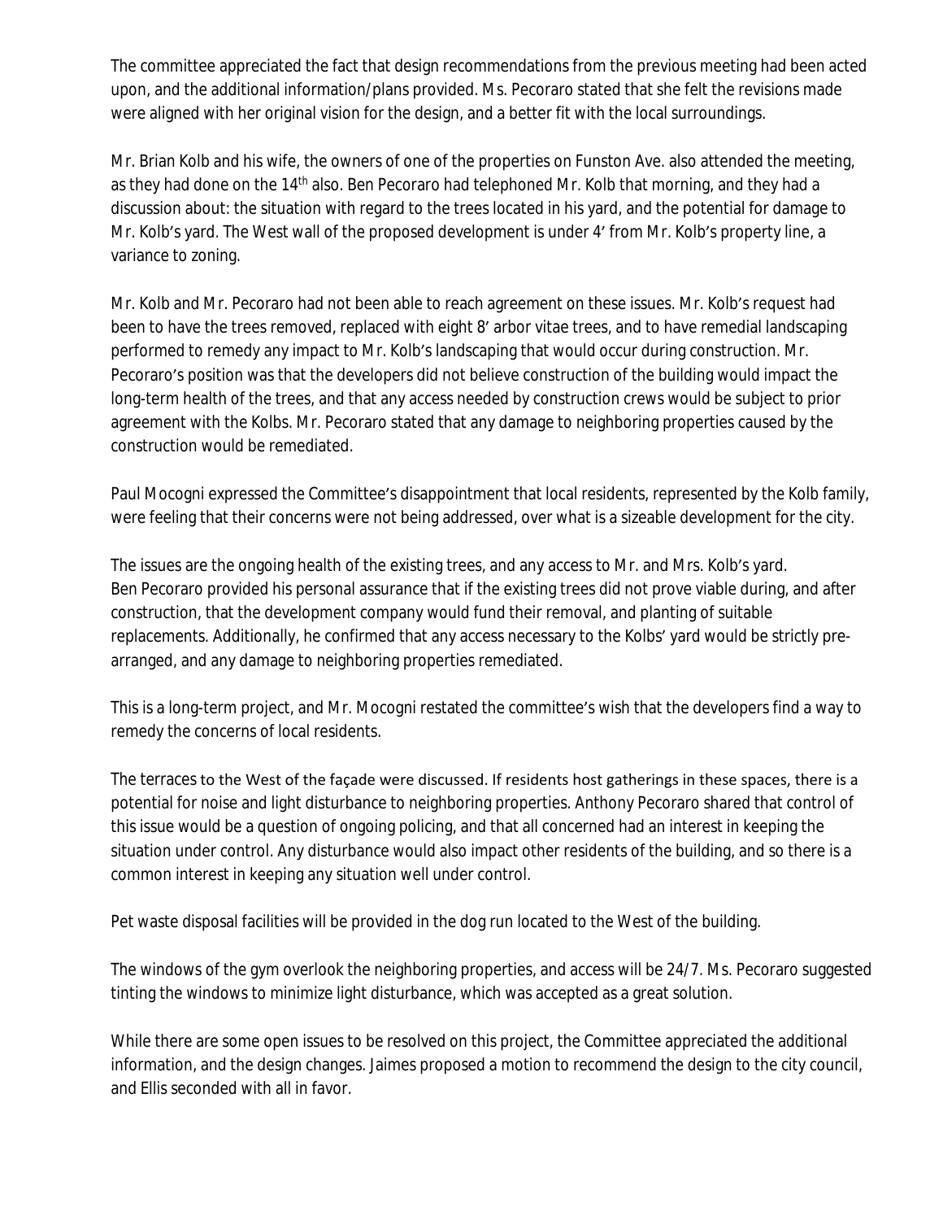The committee appreciated the fact that design recommendations from the previous meeting had been acted upon, and the additional information/plans provided. Ms. Pecoraro stated that she felt the revisions made were aligned with her original vision for the design, and a better fit with the local surroundings.

Mr. Brian Kolb and his wife, the owners of one of the properties on Funston Ave. also attended the meeting, as they had done on the 14th also. Ben Pecoraro had telephoned Mr. Kolb that morning, and they had a discussion about: the situation with regard to the trees located in his yard, and the potential for damage to Mr. Kolb's yard. The West wall of the proposed development is under 4' from Mr. Kolb's property line, a variance to zoning.

Mr. Kolb and Mr. Pecoraro had not been able to reach agreement on these issues. Mr. Kolb's request had been to have the trees removed, replaced with eight 8' arbor vitae trees, and to have remedial landscaping performed to remedy any impact to Mr. Kolb's landscaping that would occur during construction. Mr. Pecoraro's position was that the developers did not believe construction of the building would impact the long-term health of the trees, and that any access needed by construction crews would be subject to prior agreement with the Kolbs. Mr. Pecoraro stated that any damage to neighboring properties caused by the construction would be remediated.

Paul Mocogni expressed the Committee's disappointment that local residents, represented by the Kolb family, were feeling that their concerns were not being addressed, over what is a sizeable development for the city.

The issues are the ongoing health of the existing trees, and any access to Mr. and Mrs. Kolb's yard. Ben Pecoraro provided his personal assurance that if the existing trees did not prove viable during, and after construction, that the development company would fund their removal, and planting of suitable replacements. Additionally, he confirmed that any access necessary to the Kolbs' yard would be strictly pre-arranged, and any damage to neighboring properties remediated.

This is a long-term project, and Mr. Mocogni restated the committee's wish that the developers find a way to remedy the concerns of local residents.

The terraces to the West of the façade were discussed. If residents host gatherings in these spaces, there is a potential for noise and light disturbance to neighboring properties. Anthony Pecoraro shared that control of this issue would be a question of ongoing policing, and that all concerned had an interest in keeping the situation under control. Any disturbance would also impact other residents of the building, and so there is a common interest in keeping any situation well under control.

Pet waste disposal facilities will be provided in the dog run located to the West of the building.

The windows of the gym overlook the neighboring properties, and access will be 24/7. Ms. Pecoraro suggested tinting the windows to minimize light disturbance, which was accepted as a great solution.

While there are some open issues to be resolved on this project, the Committee appreciated the additional information, and the design changes. Jaimes proposed a motion to recommend the design to the city council, and Ellis seconded with all in favor.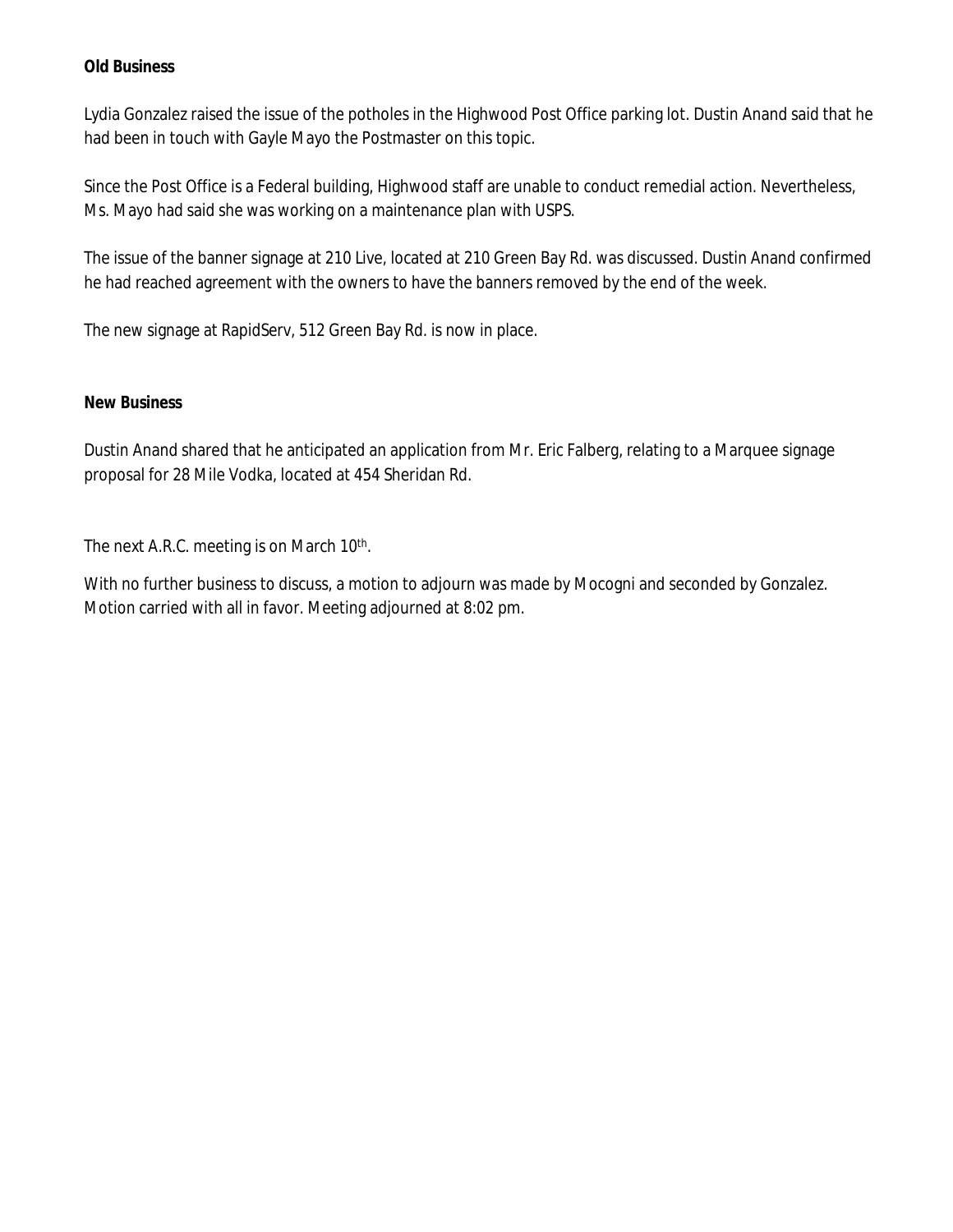**Old Business**

Lydia Gonzalez raised the issue of the potholes in the Highwood Post Office parking lot. Dustin Anand said that he had been in touch with Gayle Mayo the Postmaster on this topic.

Since the Post Office is a Federal building, Highwood staff are unable to conduct remedial action. Nevertheless, Ms. Mayo had said she was working on a maintenance plan with USPS.

The issue of the banner signage at 210 Live, located at 210 Green Bay Rd. was discussed. Dustin Anand confirmed he had reached agreement with the owners to have the banners removed by the end of the week.

The new signage at RapidServ, 512 Green Bay Rd. is now in place.

**New Business**

Dustin Anand shared that he anticipated an application from Mr. Eric Falberg, relating to a Marquee signage proposal for 28 Mile Vodka, located at 454 Sheridan Rd.

The next A.R.C. meeting is on March 10th.

With no further business to discuss, a motion to adjourn was made by Mocogni and seconded by Gonzalez. Motion carried with all in favor. Meeting adjourned at 8:02 pm.